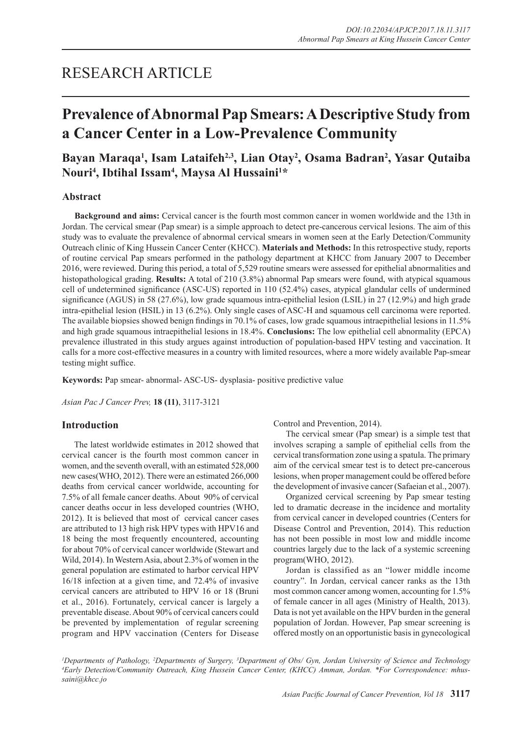# RESEARCH ARTICLE

## Prevalence of Abnormal Pap Smears: A Descriptive Study from a Cancer Center in a Low-Prevalence Community

**Bayan Maraqa[1], Isam Lataifeh[2,3], Lian Otay[2], Osama Badran[2], Yasar Qutaiba Nouri[4], Ibtihal Issam[4], Maysa Al Hussaini[1]***

### Abstract

**Background and aims:** Cervical cancer is the fourth most common cancer in women worldwide and the 13th in Jordan. The cervical smear (Pap smear) is a simple approach to detect pre-cancerous cervical lesions. The aim of this study was to evaluate the prevalence of abnormal cervical smears in women seen at the Early Detection/Community Outreach clinic of King Hussein Cancer Center (KHCC). **Materials and Methods:** In this retrospective study, reports of routine cervical Pap smears performed in the pathology department at KHCC from January 2007 to December 2016, were reviewed. During this period, a total of 5,529 routine smears were assessed for epithelial abnormalities and histopathological grading. **Results:** A total of 210 (3.8%) abnormal Pap smears were found, with atypical squamous cell of undetermined significance (ASC-US) reported in 110 (52.4%) cases, atypical glandular cells of undermined significance (AGUS) in 58 (27.6%), low grade squamous intra-epithelial lesion (LSIL) in 27 (12.9%) and high grade intra-epithelial lesion (HSIL) in 13 (6.2%). Only single cases of ASC-H and squamous cell carcinoma were reported. The available biopsies showed benign findings in 70.1% of cases, low grade squamous intraepithelial lesions in 11.5% and high grade squamous intraepithelial lesions in 18.4%. **Conclusions:** The low epithelial cell abnormality (EPCA) prevalence illustrated in this study argues against introduction of population-based HPV testing and vaccination. It calls for a more cost-effective measures in a country with limited resources, where a more widely available Pap-smear testing might suffice.

**Keywords:** Pap smear- abnormal- ASC-US- dysplasia- positive predictive value

*Asian Pac J Cancer Prev,* **18 (11)**, 3117-3121

### Introduction

The latest worldwide estimates in 2012 showed that cervical cancer is the fourth most common cancer in women, and the seventh overall, with an estimated 528,000 new cases(WHO, 2012). There were an estimated 266,000 deaths from cervical cancer worldwide, accounting for 7.5% of all female cancer deaths. About 90% of cervical cancer deaths occur in less developed countries (WHO, 2012). It is believed that most of cervical cancer cases are attributed to 13 high risk HPV types with HPV16 and 18 being the most frequently encountered, accounting for about 70% of cervical cancer worldwide (Stewart and Wild, 2014). In Western Asia, about 2.3% of women in the general population are estimated to harbor cervical HPV 16/18 infection at a given time, and 72.4% of invasive cervical cancers are attributed to HPV 16 or 18 (Bruni et al., 2016). Fortunately, cervical cancer is largely a preventable disease. About 90% of cervical cancers could be prevented by implementation of regular screening program and HPV vaccination (Centers for Disease Control and Prevention, 2014).

The cervical smear (Pap smear) is a simple test that involves scraping a sample of epithelial cells from the cervical transformation zone using a spatula. The primary aim of the cervical smear test is to detect pre-cancerous lesions, when proper management could be offered before the development of invasive cancer (Safaeian et al., 2007).

Organized cervical screening by Pap smear testing led to dramatic decrease in the incidence and mortality from cervical cancer in developed countries (Centers for Disease Control and Prevention, 2014). This reduction has not been possible in most low and middle income countries largely due to the lack of a systemic screening program(WHO, 2012).

Jordan is classified as an "lower middle income country". In Jordan, cervical cancer ranks as the 13th most common cancer among women, accounting for 1.5% of female cancer in all ages (Ministry of Health, 2013). Data is not yet available on the HPV burden in the general population of Jordan. However, Pap smear screening is offered mostly on an opportunistic basis in gynecological

[1]Departments of Pathology, [2]Departments of Surgery, [3]Department of Obs/ Gyn, Jordan University of Science and Technology [4]Early Detection/Community Outreach, King Hussein Cancer Center, (KHCC) Amman, Jordan. *For Correspondence: mhussaini@khcc.jo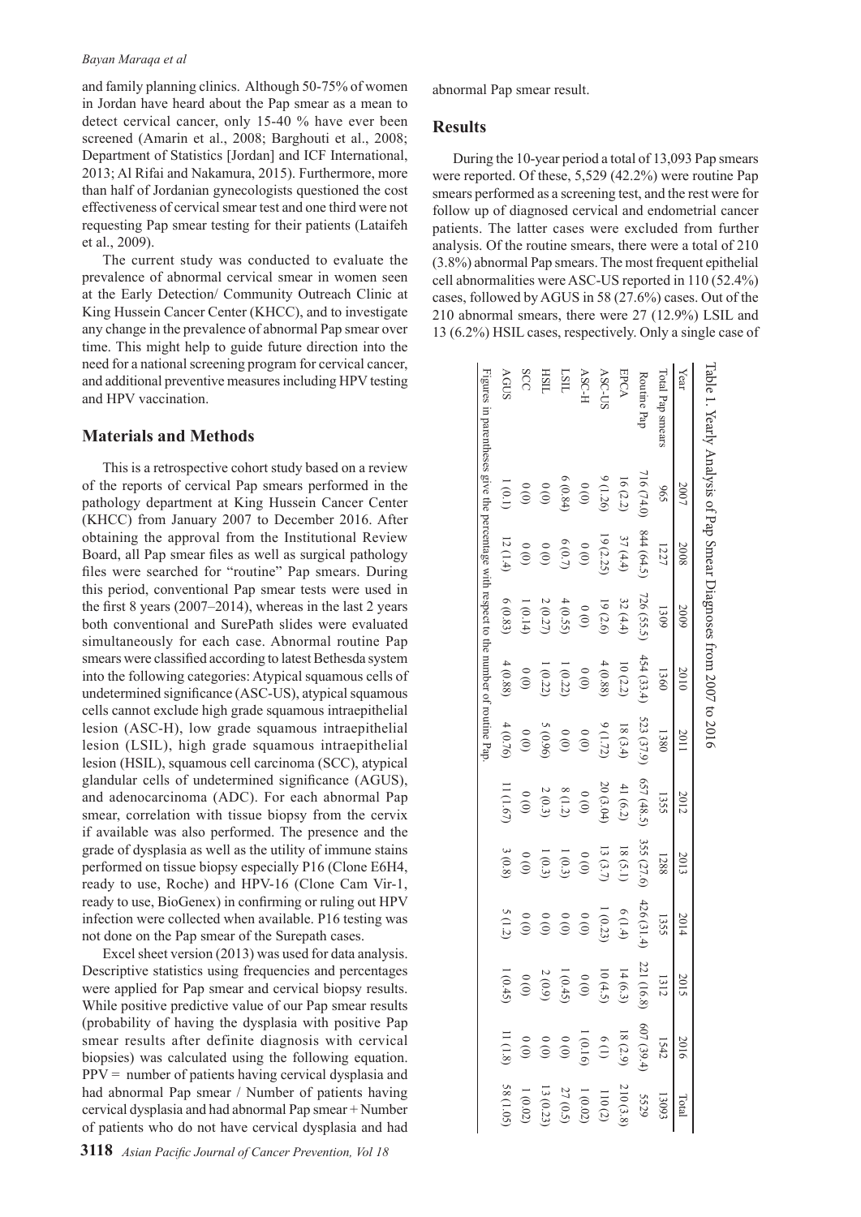and family planning clinics. Although 50-75% of women in Jordan have heard about the Pap smear as a mean to detect cervical cancer, only 15-40 % have ever been screened (Amarin et al., 2008; Barghouti et al., 2008; Department of Statistics [Jordan] and ICF International, 2013; Al Rifai and Nakamura, 2015). Furthermore, more than half of Jordanian gynecologists questioned the cost effectiveness of cervical smear test and one third were not requesting Pap smear testing for their patients (Lataifeh et al., 2009).

The current study was conducted to evaluate the prevalence of abnormal cervical smear in women seen at the Early Detection/ Community Outreach Clinic at King Hussein Cancer Center (KHCC), and to investigate any change in the prevalence of abnormal Pap smear over time. This might help to guide future direction into the need for a national screening program for cervical cancer, and additional preventive measures including HPV testing and HPV vaccination.

## Materials and Methods

This is a retrospective cohort study based on a review of the reports of cervical Pap smears performed in the pathology department at King Hussein Cancer Center (KHCC) from January 2007 to December 2016. After obtaining the approval from the Institutional Review Board, all Pap smear files as well as surgical pathology files were searched for "routine" Pap smears. During this period, conventional Pap smear tests were used in the first 8 years (2007–2014), whereas in the last 2 years both conventional and SurePath slides were evaluated simultaneously for each case. Abnormal routine Pap smears were classified according to latest Bethesda system into the following categories: Atypical squamous cells of undetermined significance (ASC-US), atypical squamous cells cannot exclude high grade squamous intraepithelial lesion (ASC-H), low grade squamous intraepithelial lesion (LSIL), high grade squamous intraepithelial lesion (HSIL), squamous cell carcinoma (SCC), atypical glandular cells of undetermined significance (AGUS), and adenocarcinoma (ADC). For each abnormal Pap smear, correlation with tissue biopsy from the cervix if available was also performed. The presence and the grade of dysplasia as well as the utility of immune stains performed on tissue biopsy especially P16 (Clone E6H4, ready to use, Roche) and HPV-16 (Clone Cam Vir-1, ready to use, BioGenex) in confirming or ruling out HPV infection were collected when available. P16 testing was not done on the Pap smear of the Surepath cases.

Excel sheet version (2013) was used for data analysis. Descriptive statistics using frequencies and percentages were applied for Pap smear and cervical biopsy results. While positive predictive value of our Pap smear results (probability of having the dysplasia with positive Pap smear results after definite diagnosis with cervical biopsies) was calculated using the following equation. PPV = number of patients having cervical dysplasia and had abnormal Pap smear / Number of patients having cervical dysplasia and had abnormal Pap smear + Number of patients who do not have cervical dysplasia and had abnormal Pap smear result.

## Results

During the 10-year period a total of 13,093 Pap smears were reported. Of these, 5,529 (42.2%) were routine Pap smears performed as a screening test, and the rest were for follow up of diagnosed cervical and endometrial cancer patients. The latter cases were excluded from further analysis. Of the routine smears, there were a total of 210 (3.8%) abnormal Pap smears. The most frequent epithelial cell abnormalities were ASC-US reported in 110 (52.4%) cases, followed by AGUS in 58 (27.6%) cases. Out of the 210 abnormal smears, there were 27 (12.9%) LSIL and 13 (6.2%) HSIL cases, respectively. Only a single case of

Table 1. Yearly Analysis of Pap Smear Diagnoses from 2007 to 2016

| Year | 2007 | 2008 | 2009 | 2010 | 2011 | 2012 | 2013 | 2014 | 2015 | 2016 | Total |
|---|---|---|---|---|---|---|---|---|---|---|---|
| Total Pap smears | 965 | 1227 | 1309 | 1360 | 1380 | 1355 | 1288 | 1355 | 1312 | 1542 | 13093 |
| Routine Pap | 716 (74.0) | 844 (64.5) | 726 (55.5) | 454 (33.4) | 523 (37.9) | 657 (48.5) | 355 (27.6) | 426 (31.4) | 221 (16.8) | 607 (39.4) | 5529 |
| EPCA | 16 (2.2) | 37 (4.4) | 32 (4.4) | 10 (2.2) | 18 (3.4) | 41 (6.2) | 18 (5.1) | 6 (1.4) | 14 (6.3) | 18 (2.9) | 210 (3.8) |
| ASC-US | 9 (1.26) | 19 (2.25) | 19 (2.6) | 4 (0.88) | 9 (1.72) | 20 (3.04) | 13 (3.7) | 1 (0.23) | 10 (4.5) | 6 (1) | 110 (2) |
| ASC-H | 0 (0) | 0 (0) | 0 (0) | 0 (0) | 0 (0) | 0 (0) | 0 (0) | 0 (0) | 0 (0) | 1 (0.16) | 1 (0.02) |
| LSIL | 6 (0.84) | 6 (0.7) | 4 (0.55) | 1 (0.22) | 0 (0) | 8 (1.2) | 1 (0.3) | 0 (0) | 1 (0.45) | 0 (0) | 27 (0.5) |
| HSIL | 0 (0) | 0 (0) | 2 (0.27) | 1 (0.22) | 5 (0.96) | 2 (0.3) | 1 (0.3) | 0 (0) | 2 (0.9) | 0 (0) | 13 (0.23) |
| SCC | 0 (0) | 0 (0) | 1 (0.14) | 0 (0) | 0 (0) | 0 (0) | 0 (0) | 0 (0) | 0 (0) | 0 (0) | 1 (0.02) |
| AGUS | 1 (0.1) | 12 (1.4) | 6 (0.83) | 4 (0.88) | 4 (0.76) | 11 (1.67) | 3 (0.8) | 5 (1.2) | 1 (0.45) | 11 (1.8) | 58 (1.05) |

Figures in parentheses give the percentage with respect to the number of routine Pap.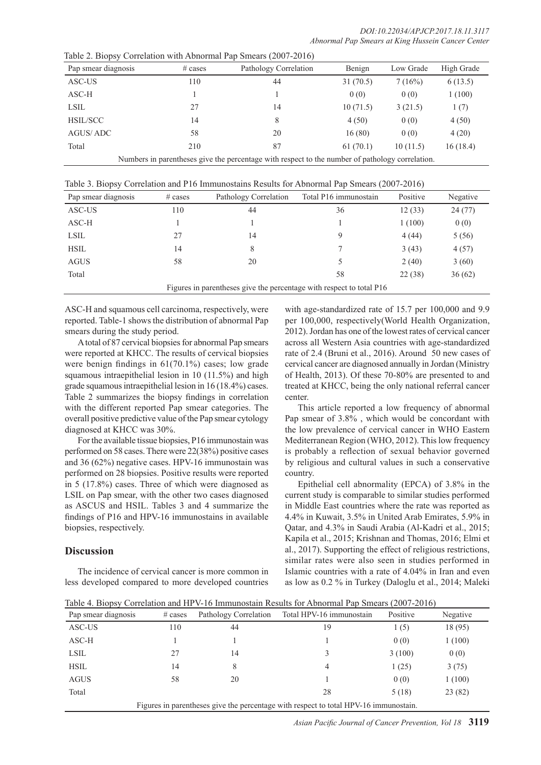Table 2. Biopsy Correlation with Abnormal Pap Smears (2007-2016)

| Pap smear diagnosis | # cases | Pathology Correlation | Benign | Low Grade | High Grade |
|---|---|---|---|---|---|
| ASC-US | 110 | 44 | 31 (70.5) | 7 (16%) | 6 (13.5) |
| ASC-H | 1 | 1 | 0 (0) | 0 (0) | 1 (100) |
| LSIL | 27 | 14 | 10 (71.5) | 3 (21.5) | 1 (7) |
| HSIL/SCC | 14 | 8 | 4 (50) | 0 (0) | 4 (50) |
| AGUS/ ADC | 58 | 20 | 16 (80) | 0 (0) | 4 (20) |
| Total | 210 | 87 | 61 (70.1) | 10 (11.5) | 16 (18.4) |

Numbers in parentheses give the percentage with respect to the number of pathology correlation.

Table 3. Biopsy Correlation and P16 Immunostains Results for Abnormal Pap Smears (2007-2016)

| Pap smear diagnosis | # cases | Pathology Correlation | Total P16 immunostain | Positive | Negative |
|---|---|---|---|---|---|
| ASC-US | 110 | 44 | 36 | 12 (33) | 24 (77) |
| ASC-H | 1 | 1 | 1 | 1 (100) | 0 (0) |
| LSIL | 27 | 14 | 9 | 4 (44) | 5 (56) |
| HSIL | 14 | 8 | 7 | 3 (43) | 4 (57) |
| AGUS | 58 | 20 | 5 | 2 (40) | 3 (60) |
| Total | | | 58 | 22 (38) | 36 (62) |

Figures in parentheses give the percentage with respect to total P16

ASC-H and squamous cell carcinoma, respectively, were reported. Table-1 shows the distribution of abnormal Pap smears during the study period.

A total of 87 cervical biopsies for abnormal Pap smears were reported at KHCC. The results of cervical biopsies were benign findings in 61(70.1%) cases; low grade squamous intraepithelial lesion in 10 (11.5%) and high grade squamous intraepithelial lesion in 16 (18.4%) cases. Table 2 summarizes the biopsy findings in correlation with the different reported Pap smear categories. The overall positive predictive value of the Pap smear cytology diagnosed at KHCC was 30%.

For the available tissue biopsies, P16 immunostain was performed on 58 cases. There were 22(38%) positive cases and 36 (62%) negative cases. HPV-16 immunostain was performed on 28 biopsies. Positive results were reported in 5 (17.8%) cases. Three of which were diagnosed as LSIL on Pap smear, with the other two cases diagnosed as ASCUS and HSIL. Tables 3 and 4 summarize the findings of P16 and HPV-16 immunostains in available biopsies, respectively.

## Discussion

The incidence of cervical cancer is more common in less developed compared to more developed countries with age-standardized rate of 15.7 per 100,000 and 9.9 per 100,000, respectively(World Health Organization, 2012). Jordan has one of the lowest rates of cervical cancer across all Western Asia countries with age-standardized rate of 2.4 (Bruni et al., 2016). Around 50 new cases of cervical cancer are diagnosed annually in Jordan (Ministry of Health, 2013). Of these 70-80% are presented to and treated at KHCC, being the only national referral cancer center.

This article reported a low frequency of abnormal Pap smear of 3.8% , which would be concordant with the low prevalence of cervical cancer in WHO Eastern Mediterranean Region (WHO, 2012). This low frequency is probably a reflection of sexual behavior governed by religious and cultural values in such a conservative country.

Epithelial cell abnormality (EPCA) of 3.8% in the current study is comparable to similar studies performed in Middle East countries where the rate was reported as 4.4% in Kuwait, 3.5% in United Arab Emirates, 5.9% in Qatar, and 4.3% in Saudi Arabia (Al-Kadri et al., 2015; Kapila et al., 2015; Krishnan and Thomas, 2016; Elmi et al., 2017). Supporting the effect of religious restrictions, similar rates were also seen in studies performed in Islamic countries with a rate of 4.04% in Iran and even as low as 0.2 % in Turkey (Daloglu et al., 2014; Maleki

Table 4. Biopsy Correlation and HPV-16 Immunostain Results for Abnormal Pap Smears (2007-2016)

| Pap smear diagnosis | # cases | Pathology Correlation | Total HPV-16 immunostain | Positive | Negative |
|---|---|---|---|---|---|
| ASC-US | 110 | 44 | 19 | 1 (5) | 18 (95) |
| ASC-H | 1 | 1 | 1 | 0 (0) | 1 (100) |
| LSIL | 27 | 14 | 3 | 3 (100) | 0 (0) |
| HSIL | 14 | 8 | 4 | 1 (25) | 3 (75) |
| AGUS | 58 | 20 | 1 | 0 (0) | 1 (100) |
| Total | | | 28 | 5 (18) | 23 (82) |

Figures in parentheses give the percentage with respect to total HPV-16 immunostain.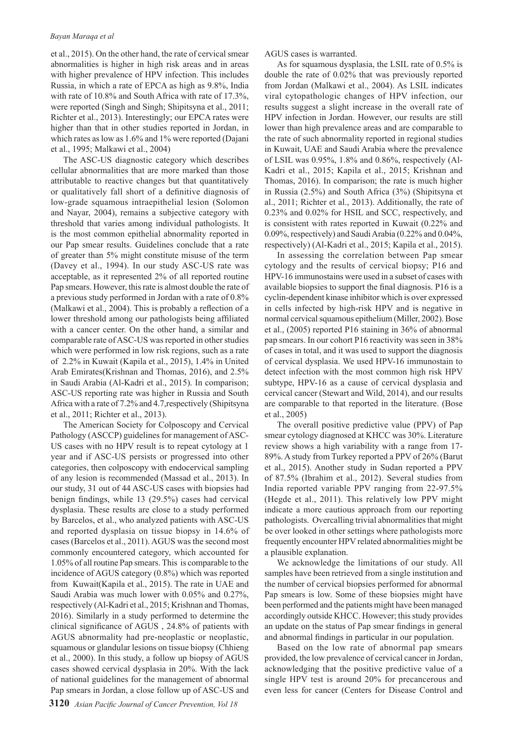et al., 2015). On the other hand, the rate of cervical smear abnormalities is higher in high risk areas and in areas with higher prevalence of HPV infection. This includes Russia, in which a rate of EPCA as high as 9.8%, India with rate of 10.8% and South Africa with rate of 17.3%, were reported (Singh and Singh; Shipitsyna et al., 2011; Richter et al., 2013). Interestingly; our EPCA rates were higher than that in other studies reported in Jordan, in which rates as low as 1.6% and 1% were reported (Dajani et al., 1995; Malkawi et al., 2004)

The ASC-US diagnostic category which describes cellular abnormalities that are more marked than those attributable to reactive changes but that quantitatively or qualitatively fall short of a definitive diagnosis of low-grade squamous intraepithelial lesion (Solomon and Nayar, 2004), remains a subjective category with threshold that varies among individual pathologists. It is the most common epithelial abnormality reported in our Pap smear results. Guidelines conclude that a rate of greater than 5% might constitute misuse of the term (Davey et al., 1994). In our study ASC-US rate was acceptable, as it represented 2% of all reported routine Pap smears. However, this rate is almost double the rate of a previous study performed in Jordan with a rate of 0.8% (Malkawi et al., 2004). This is probably a reflection of a lower threshold among our pathologists being affiliated with a cancer center. On the other hand, a similar and comparable rate of ASC-US was reported in other studies which were performed in low risk regions, such as a rate of 2.2% in Kuwait (Kapila et al., 2015), 1.4% in United Arab Emirates(Krishnan and Thomas, 2016), and 2.5% in Saudi Arabia (Al-Kadri et al., 2015). In comparison; ASC-US reporting rate was higher in Russia and South Africa with a rate of 7.2% and 4.7,respectively (Shipitsyna et al., 2011; Richter et al., 2013).

The American Society for Colposcopy and Cervical Pathology (ASCCP) guidelines for management of ASC-US cases with no HPV result is to repeat cytology at 1 year and if ASC-US persists or progressed into other categories, then colposcopy with endocervical sampling of any lesion is recommended (Massad et al., 2013). In our study, 31 out of 44 ASC-US cases with biopsies had benign findings, while 13 (29.5%) cases had cervical dysplasia. These results are close to a study performed by Barcelos, et al., who analyzed patients with ASC-US and reported dysplasia on tissue biopsy in 14.6% of cases (Barcelos et al., 2011). AGUS was the second most commonly encountered category, which accounted for 1.05% of all routine Pap smears. This is comparable to the incidence of AGUS category (0.8%) which was reported from Kuwait(Kapila et al., 2015). The rate in UAE and Saudi Arabia was much lower with 0.05% and 0.27%, respectively (Al-Kadri et al., 2015; Krishnan and Thomas, 2016). Similarly in a study performed to determine the clinical significance of AGUS , 24.8% of patients with AGUS abnormality had pre-neoplastic or neoplastic, squamous or glandular lesions on tissue biopsy (Chhieng et al., 2000). In this study, a follow up biopsy of AGUS cases showed cervical dysplasia in 20%. With the lack of national guidelines for the management of abnormal Pap smears in Jordan, a close follow up of ASC-US and AGUS cases is warranted.

As for squamous dysplasia, the LSIL rate of 0.5% is double the rate of 0.02% that was previously reported from Jordan (Malkawi et al., 2004). As LSIL indicates viral cytopathologic changes of HPV infection, our results suggest a slight increase in the overall rate of HPV infection in Jordan. However, our results are still lower than high prevalence areas and are comparable to the rate of such abnormality reported in regional studies in Kuwait, UAE and Saudi Arabia where the prevalence of LSIL was 0.95%, 1.8% and 0.86%, respectively (Al-Kadri et al., 2015; Kapila et al., 2015; Krishnan and Thomas, 2016). In comparison; the rate is much higher in Russia (2.5%) and South Africa (3%) (Shipitsyna et al., 2011; Richter et al., 2013). Additionally, the rate of 0.23% and 0.02% for HSIL and SCC, respectively, and is consistent with rates reported in Kuwait (0.22% and 0.09%, respectively) and Saudi Arabia (0.22% and 0.04%, respectively) (Al-Kadri et al., 2015; Kapila et al., 2015).

In assessing the correlation between Pap smear cytology and the results of cervical biopsy; P16 and HPV-16 immunostains were used in a subset of cases with available biopsies to support the final diagnosis. P16 is a cyclin-dependent kinase inhibitor which is over expressed in cells infected by high-risk HPV and is negative in normal cervical squamous epithelium (Miller, 2002). Bose et al., (2005) reported P16 staining in 36% of abnormal pap smears. In our cohort P16 reactivity was seen in 38% of cases in total, and it was used to support the diagnosis of cervical dysplasia. We used HPV-16 immunostain to detect infection with the most common high risk HPV subtype, HPV-16 as a cause of cervical dysplasia and cervical cancer (Stewart and Wild, 2014), and our results are comparable to that reported in the literature. (Bose et al., 2005)

The overall positive predictive value (PPV) of Pap smear cytology diagnosed at KHCC was 30%. Literature review shows a high variability with a range from 17-89%. A study from Turkey reported a PPV of 26% (Barut et al., 2015). Another study in Sudan reported a PPV of 87.5% (Ibrahim et al., 2012). Several studies from India reported variable PPV ranging from 22-97.5% (Hegde et al., 2011). This relatively low PPV might indicate a more cautious approach from our reporting pathologists. Overcalling trivial abnormalities that might be over looked in other settings where pathologists more frequently encounter HPV related abnormalities might be a plausible explanation.

We acknowledge the limitations of our study. All samples have been retrieved from a single institution and the number of cervical biopsies performed for abnormal Pap smears is low. Some of these biopsies might have been performed and the patients might have been managed accordingly outside KHCC. However; this study provides an update on the status of Pap smear findings in general and abnormal findings in particular in our population.

Based on the low rate of abnormal pap smears provided, the low prevalence of cervical cancer in Jordan, acknowledging that the positive predictive value of a single HPV test is around 20% for precancerous and even less for cancer (Centers for Disease Control and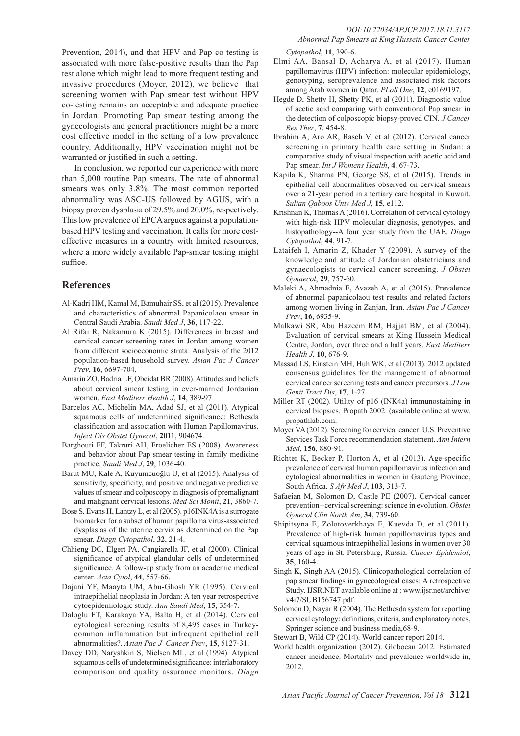Prevention, 2014), and that HPV and Pap co-testing is associated with more false-positive results than the Pap test alone which might lead to more frequent testing and invasive procedures (Moyer, 2012), we believe that screening women with Pap smear test without HPV co-testing remains an acceptable and adequate practice in Jordan. Promoting Pap smear testing among the gynecologists and general practitioners might be a more cost effective model in the setting of a low prevalence country. Additionally, HPV vaccination might not be warranted or justified in such a setting.

In conclusion, we reported our experience with more than 5,000 routine Pap smears. The rate of abnormal smears was only 3.8%. The most common reported abnormality was ASC-US followed by AGUS, with a biopsy proven dysplasia of 29.5% and 20.0%, respectively. This low prevalence of EPCA argues against a population-based HPV testing and vaccination. It calls for more cost-effective measures in a country with limited resources, where a more widely available Pap-smear testing might suffice.

## References

Al-Kadri HM, Kamal M, Bamuhair SS, et al (2015). Prevalence and characteristics of abnormal Papanicolaou smear in Central Saudi Arabia. *Saudi Med J*, **36**, 117-22.

Al Rifai R, Nakamura K (2015). Differences in breast and cervical cancer screening rates in Jordan among women from different socioeconomic strata: Analysis of the 2012 population-based household survey. *Asian Pac J Cancer Prev*, **16**, 6697-704.

Amarin ZO, Badria LF, Obeidat BR (2008). Attitudes and beliefs about cervical smear testing in ever-married Jordanian women. *East Mediterr Health J*, **14**, 389-97.

Barcelos AC, Michelin MA, Adad SJ, et al (2011). Atypical squamous cells of undetermined significance: Bethesda classification and association with Human Papillomavirus. *Infect Dis Obstet Gynecol*, **2011**, 904674.

Barghouti FF, Takruri AH, Froelicher ES (2008). Awareness and behavior about Pap smear testing in family medicine practice. *Saudi Med J*, **29**, 1036-40.

Barut MU, Kale A, Kuyumcuoğlu U, et al (2015). Analysis of sensitivity, specificity, and positive and negative predictive values of smear and colposcopy in diagnosis of premalignant and malignant cervical lesions. *Med Sci Monit*, **21**, 3860-7.

Bose S, Evans H, Lantzy L, et al (2005). p16INK4A is a surrogate biomarker for a subset of human papilloma virus-associated dysplasias of the uterine cervix as determined on the Pap smear. *Diagn Cytopathol*, **32**, 21-4.

Chhieng DC, Elgert PA, Cangiarella JF, et al (2000). Clinical significance of atypical glandular cells of undetermined significance. A follow-up study from an academic medical center. *Acta Cytol*, **44**, 557-66.

Dajani YF, Maayta UM, Abu-Ghosh YR (1995). Cervical intraepithelial neoplasia in Jordan: A ten year retrospective cytoepidemiologic study. *Ann Saudi Med*, **15**, 354-7.

Daloglu FT, Karakaya YA, Balta H, et al (2014). Cervical cytological screening results of 8,495 cases in Turkey-common inflammation but infrequent epithelial cell abnormalities?. *Asian Pac J Cancer Prev*, **15**, 5127-31.

Davey DD, Naryshkin S, Nielsen ML, et al (1994). Atypical squamous cells of undetermined significance: interlaboratory comparison and quality assurance monitors. *Diagn Cytopathol*, **11**, 390-6.

Elmi AA, Bansal D, Acharya A, et al (2017). Human papillomavirus (HPV) infection: molecular epidemiology, genotyping, seroprevalence and associated risk factors among Arab women in Qatar. *PLoS One*, **12**, e0169197.

Hegde D, Shetty H, Shetty PK, et al (2011). Diagnostic value of acetic acid comparing with conventional Pap smear in the detection of colposcopic biopsy-proved CIN. *J Cancer Res Ther*, **7**, 454-8.

Ibrahim A, Aro AR, Rasch V, et al (2012). Cervical cancer screening in primary health care setting in Sudan: a comparative study of visual inspection with acetic acid and Pap smear. *Int J Womens Health*, **4**, 67-73.

Kapila K, Sharma PN, George SS, et al (2015). Trends in epithelial cell abnormalities observed on cervical smears over a 21-year period in a tertiary care hospital in Kuwait. *Sultan Qaboos Univ Med J*, **15**, e112.

Krishnan K, Thomas A (2016). Correlation of cervical cytology with high-risk HPV molecular diagnosis, genotypes, and histopathology--A four year study from the UAE. *Diagn Cytopathol*, **44**, 91-7.

Lataifeh I, Amarin Z, Khader Y (2009). A survey of the knowledge and attitude of Jordanian obstetricians and gynaecologists to cervical cancer screening. *J Obstet Gynaecol*, **29**, 757-60.

Maleki A, Ahmadnia E, Avazeh A, et al (2015). Prevalence of abnormal papanicolaou test results and related factors among women living in Zanjan, Iran. *Asian Pac J Cancer Prev*, **16**, 6935-9.

Malkawi SR, Abu Hazeem RM, Hajjat BM, et al (2004). Evaluation of cervical smears at King Hussein Medical Centre, Jordan, over three and a half years. *East Mediterr Health J*, **10**, 676-9.

Massad LS, Einstein MH, Huh WK, et al (2013). 2012 updated consensus guidelines for the management of abnormal cervical cancer screening tests and cancer precursors. *J Low Genit Tract Dis*, **17**, 1-27.

Miller RT (2002). Utility of p16 (INK4a) immunostaining in cervical biopsies. Propath 2002. (available online at www.propathlab.com.

Moyer VA (2012). Screening for cervical cancer: U.S. Preventive Services Task Force recommendation statement. *Ann Intern Med*, **156**, 880-91.

Richter K, Becker P, Horton A, et al (2013). Age-specific prevalence of cervical human papillomavirus infection and cytological abnormalities in women in Gauteng Province, South Africa. *S Afr Med J*, **103**, 313-7.

Safaeian M, Solomon D, Castle PE (2007). Cervical cancer prevention--cervical screening: science in evolution. *Obstet Gynecol Clin North Am*, **34**, 739-60.

Shipitsyna E, Zolotoverkhaya E, Kuevda D, et al (2011). Prevalence of high-risk human papillomavirus types and cervical squamous intraepithelial lesions in women over 30 years of age in St. Petersburg, Russia. *Cancer Epidemiol*, **35**, 160-4.

Singh K, Singh AA (2015). Clinicopathological correlation of pap smear findings in gynecological cases: A retrospective Study. IJSR.NET available online at : www.ijsr.net/archive/v4i7/SUB156747.pdf.

Solomon D, Nayar R (2004). The Bethesda system for reporting cervical cytology: definitions, criteria, and explanatory notes, Springer science and business media,68-9.

Stewart B, Wild CP (2014). World cancer report 2014.

World health organization (2012). Globocan 2012: Estimated cancer incidence. Mortality and prevalence worldwide in, 2012.